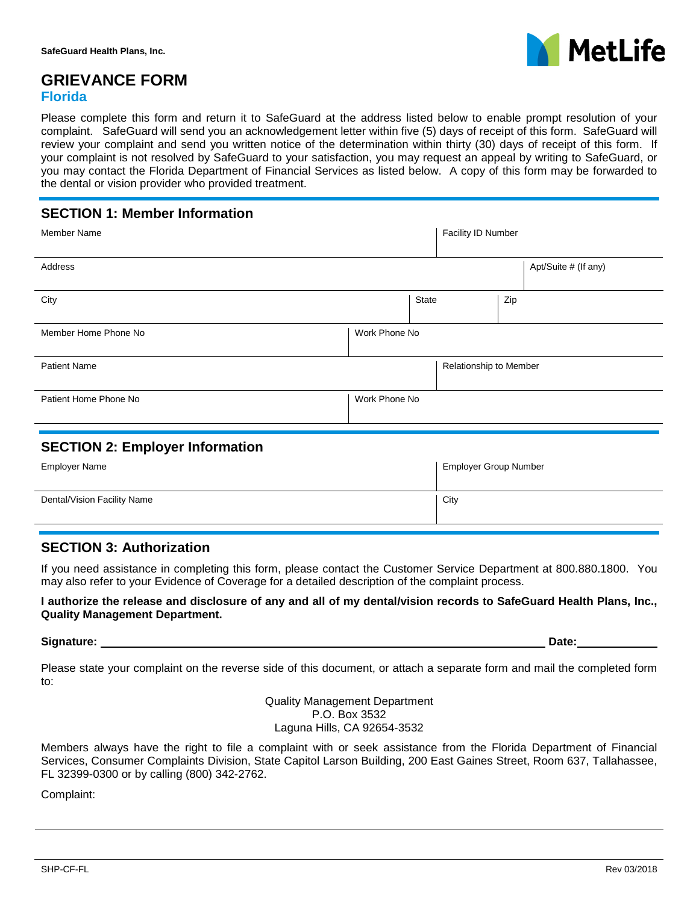SafeGuard Health Plans, Inc.

MetLife

# GRIEVANCE FORM

## Florida

Please complete this form and return it to SafeGuard at the address listed below to enable prompt resolution of your complaint. SafeGuard will send you an acknowledgement letter within five (5) days of receipt of this form. SafeGuard will review your complaint and send you written notice of the determination within thirty (30) days of receipt of this form. If your complaint is not resolved by SafeGuard to your satisfaction, you may request an appeal by writing to SafeGuard, or you may contact the Florida Department of Financial Services as listed below. A copy of this form may be forwarded to the dental or vision provider who provided treatment.

## SECTION 1: Member Information

| Member Name | | Facility ID Number |
|---|---|---|
| Address | | Apt/Suite # (If any) |
| City | State | Zip |
| Member Home Phone No | Work Phone No | |
| Patient Name | | Relationship to Member |
| Patient Home Phone No | Work Phone No | |

## SECTION 2: Employer Information

| Employer Name | Employer Group Number |
|---|---|
| Dental/Vision Facility Name | City |

## SECTION 3: Authorization

If you need assistance in completing this form, please contact the Customer Service Department at 800.880.1800. You may also refer to your Evidence of Coverage for a detailed description of the complaint process.

**I authorize the release and disclosure of any and all of my dental/vision records to SafeGuard Health Plans, Inc., Quality Management Department.**

**Signature:** ______________________________ **Date:** __________

Please state your complaint on the reverse side of this document, or attach a separate form and mail the completed form to:

Quality Management Department
P.O. Box 3532
Laguna Hills, CA 92654-3532

Members always have the right to file a complaint with or seek assistance from the Florida Department of Financial Services, Consumer Complaints Division, State Capitol Larson Building, 200 East Gaines Street, Room 637, Tallahassee, FL 32399-0300 or by calling (800) 342-2762.

Complaint:

SHP-CF-FL Rev 03/2018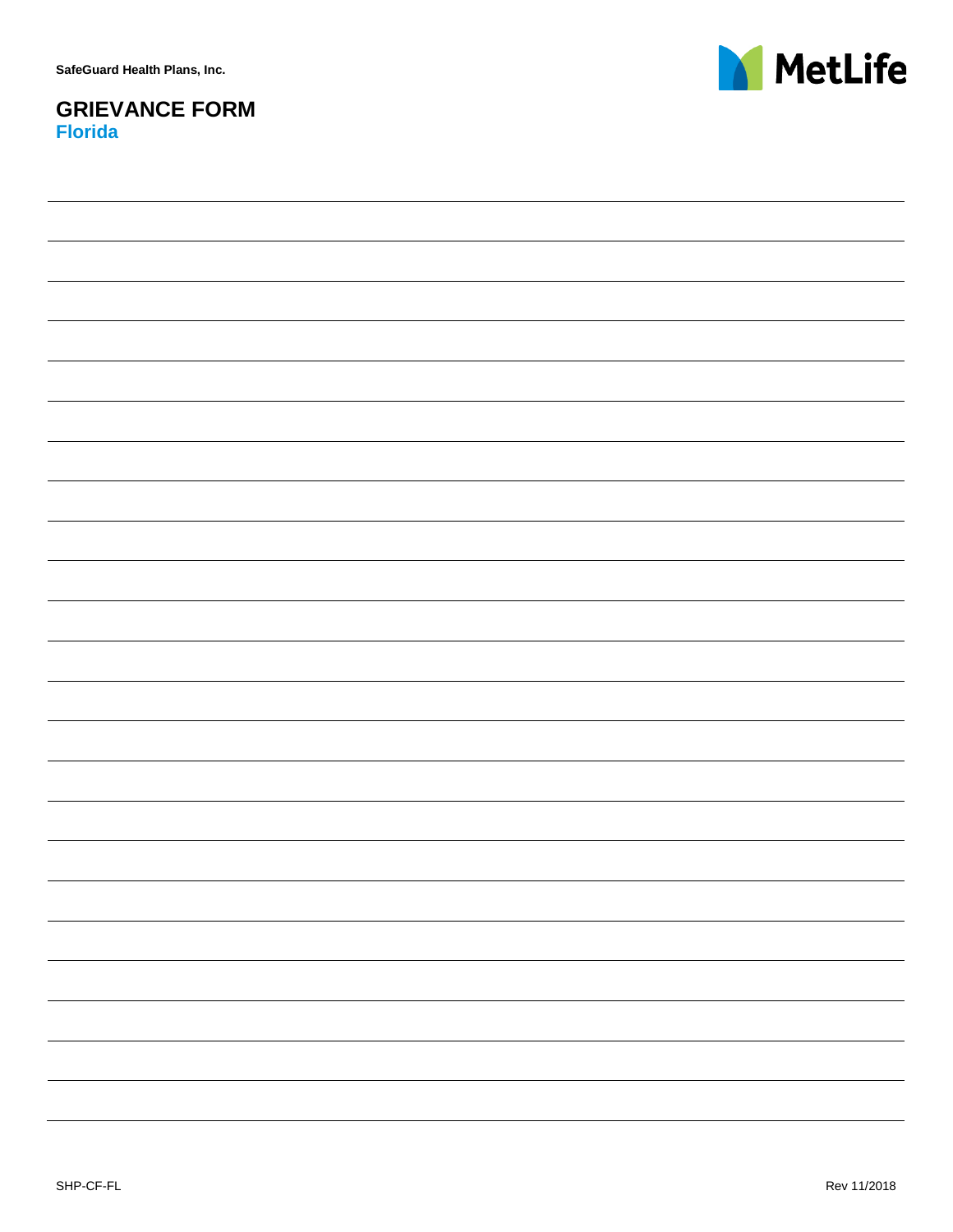SafeGuard Health Plans, Inc.

# GRIEVANCE FORM
## Florida

SHP-CF-FL

Rev 11/2018